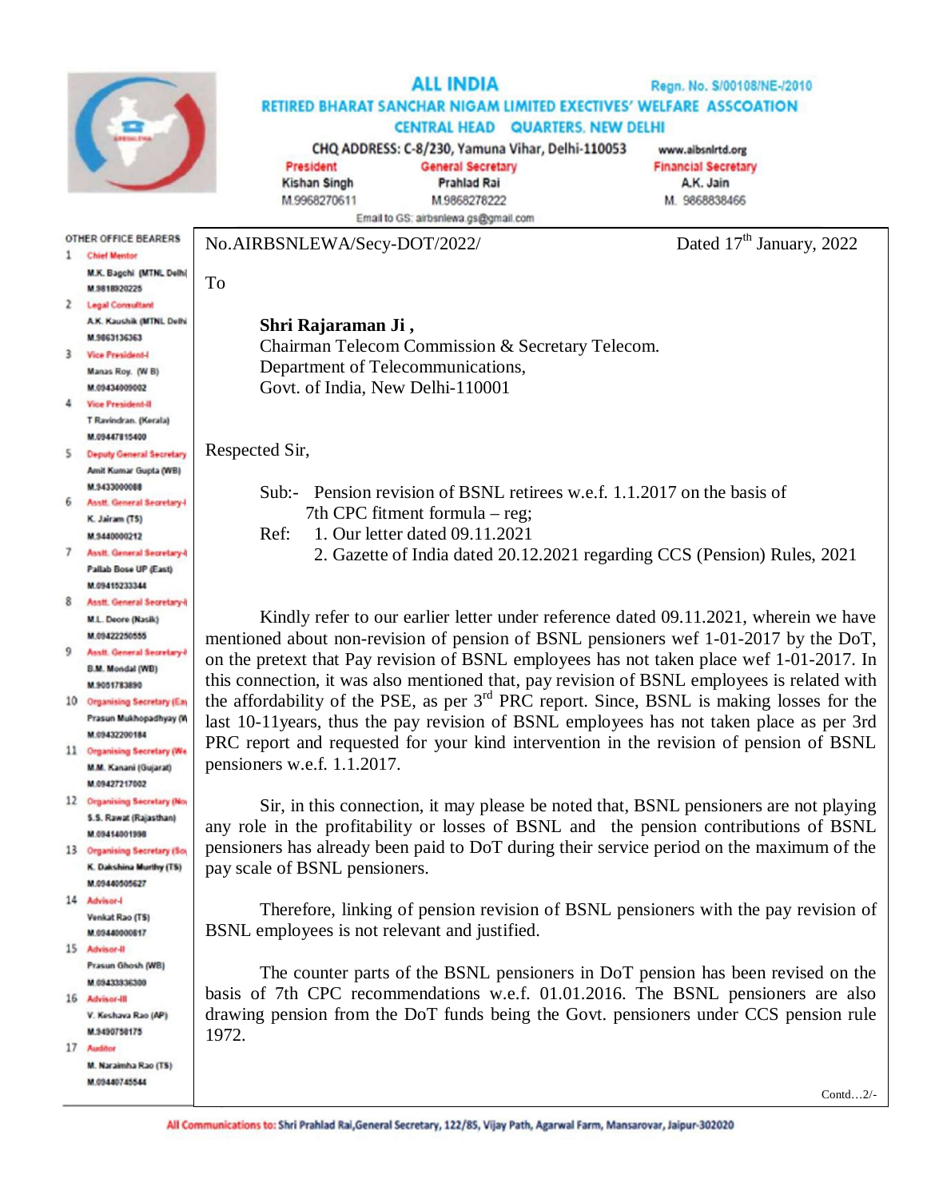# ALL INDIA

Regn. No. S/00108/NE-/2010

## RETIRED BHARAT SANCHAR NIGAM LIMITED EXECTIVES' WELFARE ASSCOATION

### CENTRAL HEAD QUARTERS, NEW DELHI

CHQ ADDRESS: C-8/230, Yamuna Vihar, Delhi-110053 www.aibsnlrtd.org

| President | General Secretary | Financial Secretary |
|---|---|---|
| Kishan Singh | Prahlad Rai | A.K. Jain |
| M.9968270611 | M.9868278222 | M. 9868838466 |

Email to GS: airbsnlewa.gs@gmail.com

**OTHER OFFICE BEARERS**

1. Chief Mentor – M.K. Bagchi (MTNL Delhi) M.9818920225
2. Legal Consultant – A.K. Kaushik (MTNL Delhi) M.9863136363
3. Vice President-I – Manas Roy. (W B) M.09434009002
4. Vice President-II – T Ravindran. (Kerala) M.09447815400
5. Deputy General Secretary – Amit Kumar Gupta (WB) M.9433000088
6. Asstt. General Secretary-I – K. Jairam (TS) M.9440000212
7. Asstt. General Secretary-I – Pallab Bose UP (East) M.09415233344
8. Asstt. General Secretary-I – M.L. Deore (Nasik) M.09422250555
9. Asstt. General Secretary-I – B.M. Mondal (WB) M.9051783890
10. Organising Secretary (Ea – Prasun Mukhopadhyay (W M.09432200184
11. Organising Secretary (We – M.M. Kanani (Gujarat) M.09427217002
12. Organising Secretary (No – S.S. Rawat (Rajasthan) M.09414001998
13. Organising Secretary (So – K. Dakshina Murthy (TS) M.09440505627
14. Advisor-I – Venkat Rao (TS) M.09440000817
15. Advisor-II – Prasun Ghosh (WB) M.09433336300
16. Advisor-III – V. Keshava Rao (AP) M.9490758175
17. Auditor – M. Narsimha Rao (TS) M.09440745544

No.AIRBSNLEWA/Secy-DOT/2022/ Dated 17th January, 2022

To

**Shri Rajaraman Ji ,**
Chairman Telecom Commission & Secretary Telecom.
Department of Telecommunications,
Govt. of India, New Delhi-110001

Respected Sir,

Sub:- Pension revision of BSNL retirees w.e.f. 1.1.2017 on the basis of 7th CPC fitment formula – reg;

Ref: 1. Our letter dated 09.11.2021
2. Gazette of India dated 20.12.2021 regarding CCS (Pension) Rules, 2021

Kindly refer to our earlier letter under reference dated 09.11.2021, wherein we have mentioned about non-revision of pension of BSNL pensioners wef 1-01-2017 by the DoT, on the pretext that Pay revision of BSNL employees has not taken place wef 1-01-2017. In this connection, it was also mentioned that, pay revision of BSNL employees is related with the affordability of the PSE, as per 3rd PRC report. Since, BSNL is making losses for the last 10-11years, thus the pay revision of BSNL employees has not taken place as per 3rd PRC report and requested for your kind intervention in the revision of pension of BSNL pensioners w.e.f. 1.1.2017.

Sir, in this connection, it may please be noted that, BSNL pensioners are not playing any role in the profitability or losses of BSNL and the pension contributions of BSNL pensioners has already been paid to DoT during their service period on the maximum of the pay scale of BSNL pensioners.

Therefore, linking of pension revision of BSNL pensioners with the pay revision of BSNL employees is not relevant and justified.

The counter parts of the BSNL pensioners in DoT pension has been revised on the basis of 7th CPC recommendations w.e.f. 01.01.2016. The BSNL pensioners are also drawing pension from the DoT funds being the Govt. pensioners under CCS pension rule 1972.

Contd…2/-

All Communications to: Shri Prahlad Rai,General Secretary, 122/85, Vijay Path, Agarwal Farm, Mansarovar, Jaipur-302020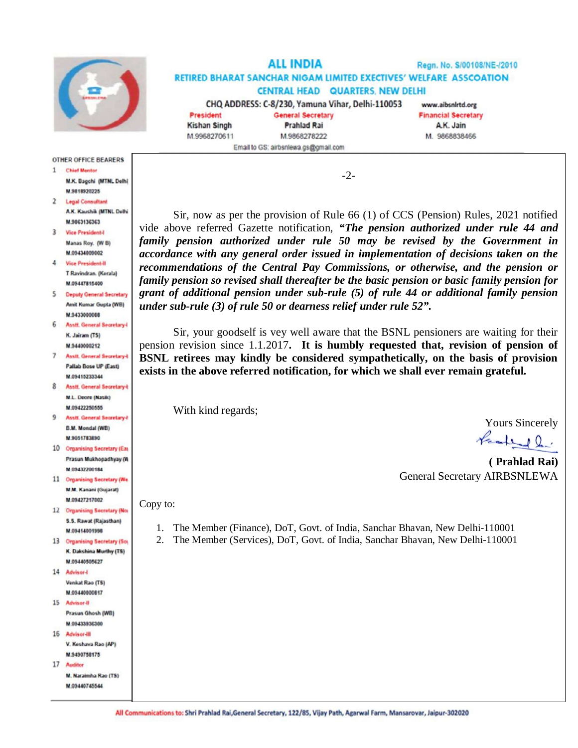# ALL INDIA

Regn. No. S/00108/NE-/2010

## RETIRED BHARAT SANCHAR NIGAM LIMITED EXECTIVES' WELFARE ASSCOATION

### CENTRAL HEAD QUARTERS, NEW DELHI

CHQ ADDRESS: C-8/230, Yamuna Vihar, Delhi-110053

www.aibsnlrtd.org

| President | General Secretary | Financial Secretary |
|---|---|---|
| Kishan Singh | Prahlad Rai | A.K. Jain |
| M.9968270611 | M.9868278222 | M. 9868838466 |

Email to GS: airbsnlewa.gs@gmail.com

OTHER OFFICE BEARERS

1. Chief Mentor  
   M.K. Bagchi (MTNL Delhi)  
   M.9818920225
2. Legal Consultant  
   A.K. Kaushik (MTNL Delhi)  
   M.9863136363
3. Vice President-I  
   Manas Roy. (W B)  
   M.09434009002
4. Vice President-II  
   T Ravindran. (Kerala)  
   M.09447815400
5. Deputy General Secretary  
   Amit Kumar Gupta (WB)  
   M.9433000088
6. Asstt. General Secretary-I  
   K. Jairam (TS)  
   M.9440000212
7. Asstt. General Secretary-II  
   Pallab Bose UP (East)  
   M.09415233344
8. Asstt. General Secretary-III  
   M.L. Deore (Nasik)  
   M.09422250555
9. Asstt. General Secretary-IV  
   B.M. Mondal (WB)  
   M.9051783890
10. Organising Secretary (East)  
    Prasun Mukhopadhyay (WB)  
    M.09432200184
11. Organising Secretary (West)  
    M.M. Kanani (Gujarat)  
    M.09427217002
12. Organising Secretary (North)  
    S.S. Rawat (Rajasthan)  
    M.09414001998
13. Organising Secretary (South)  
    K. Dakshina Murthy (TS)  
    M.09440505627
14. Advisor-I  
    Venkat Rao (TS)  
    M.09440000817
15. Advisor-II  
    Prasun Ghosh (WB)  
    M.09433936300
16. Advisor-III  
    V. Keshava Rao (AP)  
    M.9490758175
17. Auditor  
    M. Narasimha Rao (TS)  
    M.09440745544

-2-

Sir, now as per the provision of Rule 66 (1) of CCS (Pension) Rules, 2021 notified vide above referred Gazette notification, ***"The pension authorized under rule 44 and family pension authorized under rule 50 may be revised by the Government in accordance with any general order issued in implementation of decisions taken on the recommendations of the Central Pay Commissions, or otherwise, and the pension or family pension so revised shall thereafter be the basic pension or basic family pension for grant of additional pension under sub-rule (5) of rule 44 or additional family pension under sub-rule (3) of rule 50 or dearness relief under rule 52".***

Sir, your goodself is vey well aware that the BSNL pensioners are waiting for their pension revision since 1.1.2017. **It is humbly requested that, revision of pension of BSNL retirees may kindly be considered sympathetically, on the basis of provision exists in the above referred notification, for which we shall ever remain grateful.**

With kind regards;

Yours Sincerely

**( Prahlad Rai)**  
General Secretary AIRBSNLEWA

Copy to:

1. The Member (Finance), DoT, Govt. of India, Sanchar Bhavan, New Delhi-110001
2. The Member (Services), DoT, Govt. of India, Sanchar Bhavan, New Delhi-110001

All Communications to: Shri Prahlad Rai, General Secretary, 122/85, Vijay Path, Agarwal Farm, Mansarovar, Jaipur-302020